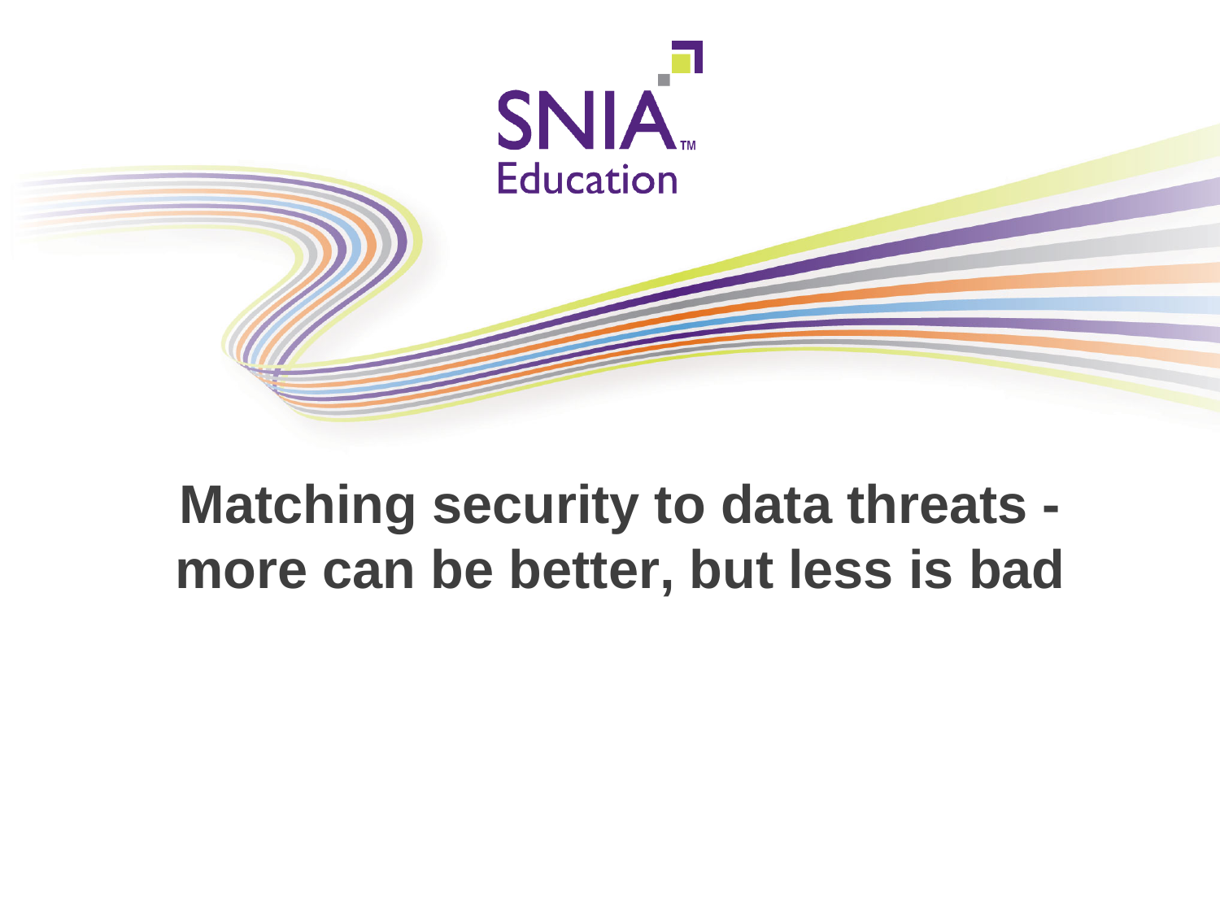SNIA Education

# Matching security to data threats - more can be better, but less is bad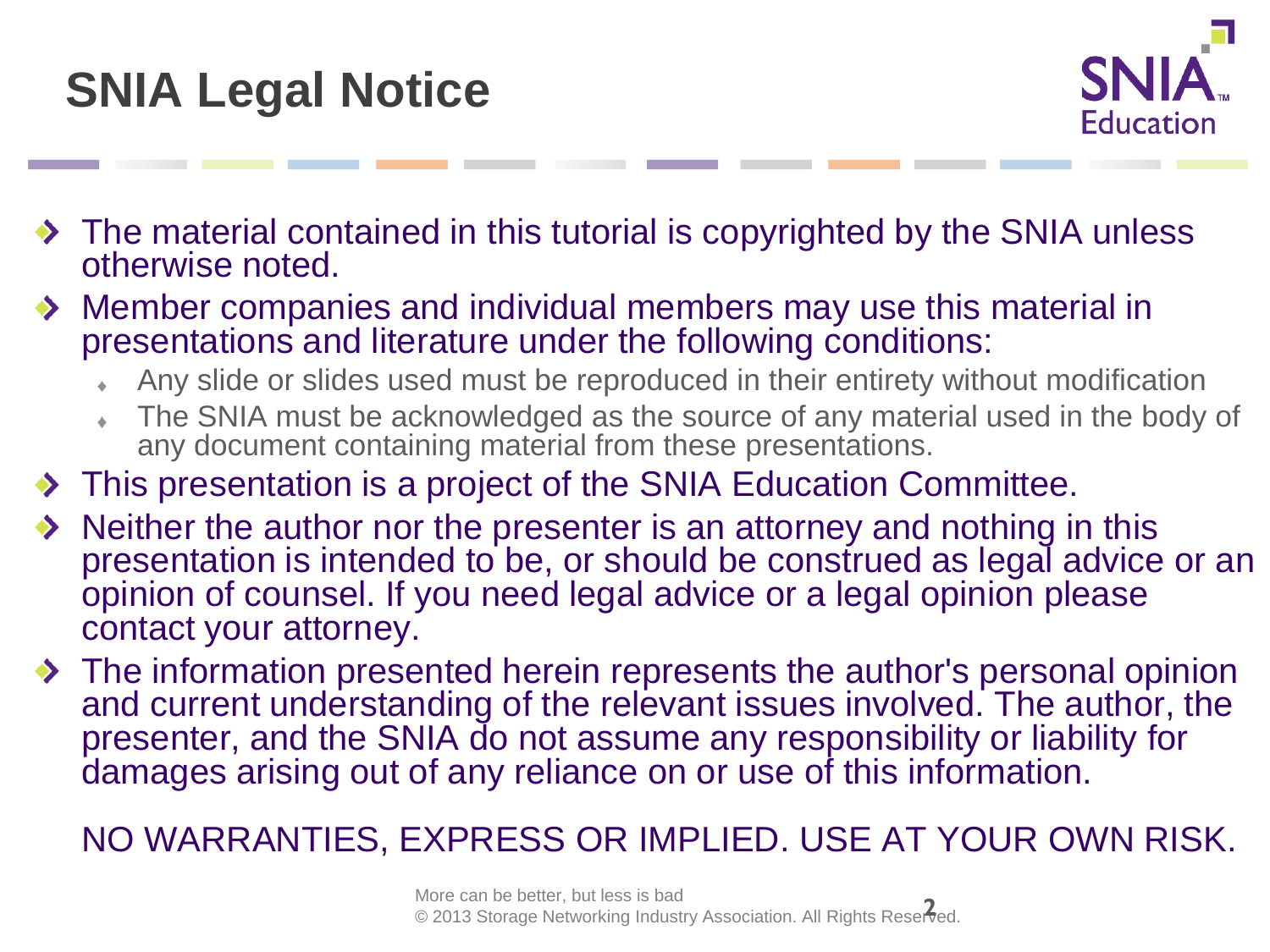# SNIA Legal Notice

- The material contained in this tutorial is copyrighted by the SNIA unless otherwise noted.
- Member companies and individual members may use this material in presentations and literature under the following conditions:
  - Any slide or slides used must be reproduced in their entirety without modification
  - The SNIA must be acknowledged as the source of any material used in the body of any document containing material from these presentations.
- This presentation is a project of the SNIA Education Committee.
- Neither the author nor the presenter is an attorney and nothing in this presentation is intended to be, or should be construed as legal advice or an opinion of counsel. If you need legal advice or a legal opinion please contact your attorney.
- The information presented herein represents the author's personal opinion and current understanding of the relevant issues involved. The author, the presenter, and the SNIA do not assume any responsibility or liability for damages arising out of any reliance on or use of this information.

  NO WARRANTIES, EXPRESS OR IMPLIED. USE AT YOUR OWN RISK.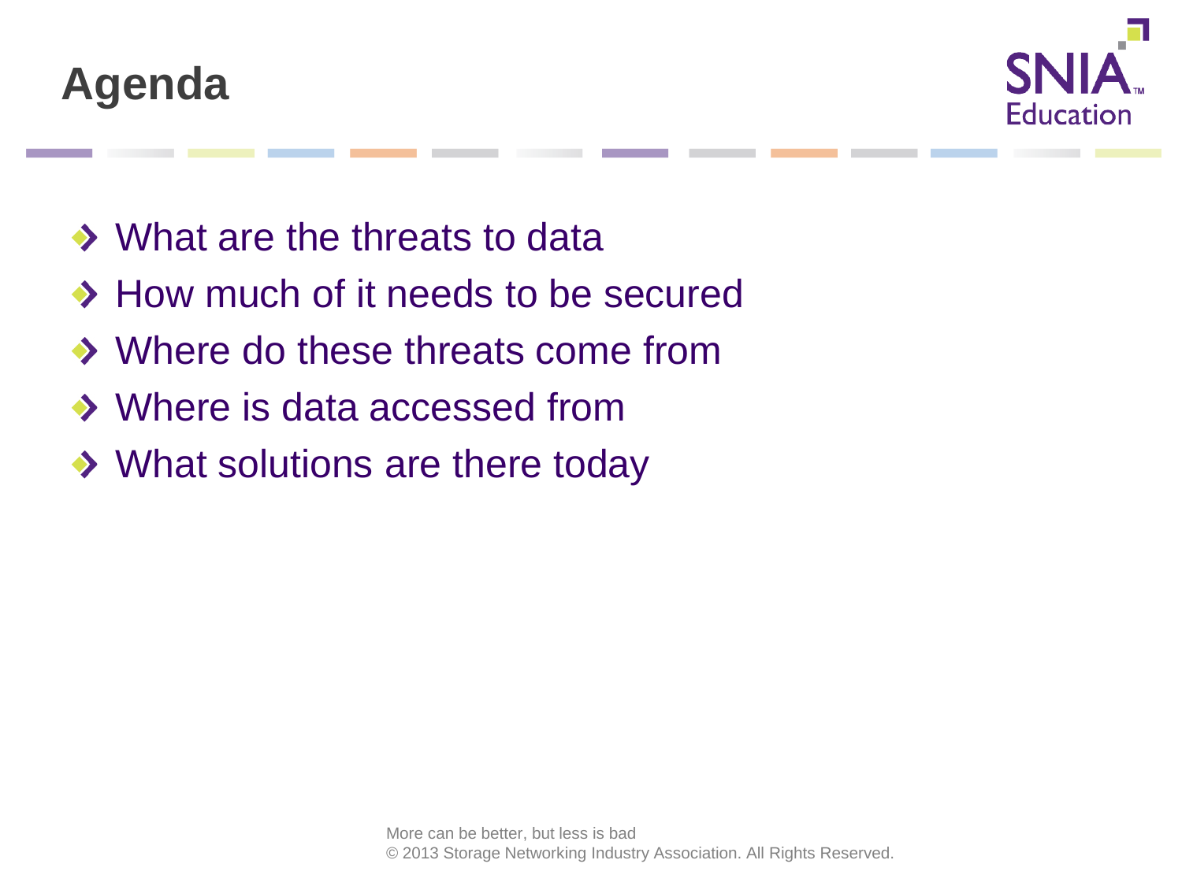# Agenda

- What are the threats to data
- How much of it needs to be secured
- Where do these threats come from
- Where is data accessed from
- What solutions are there today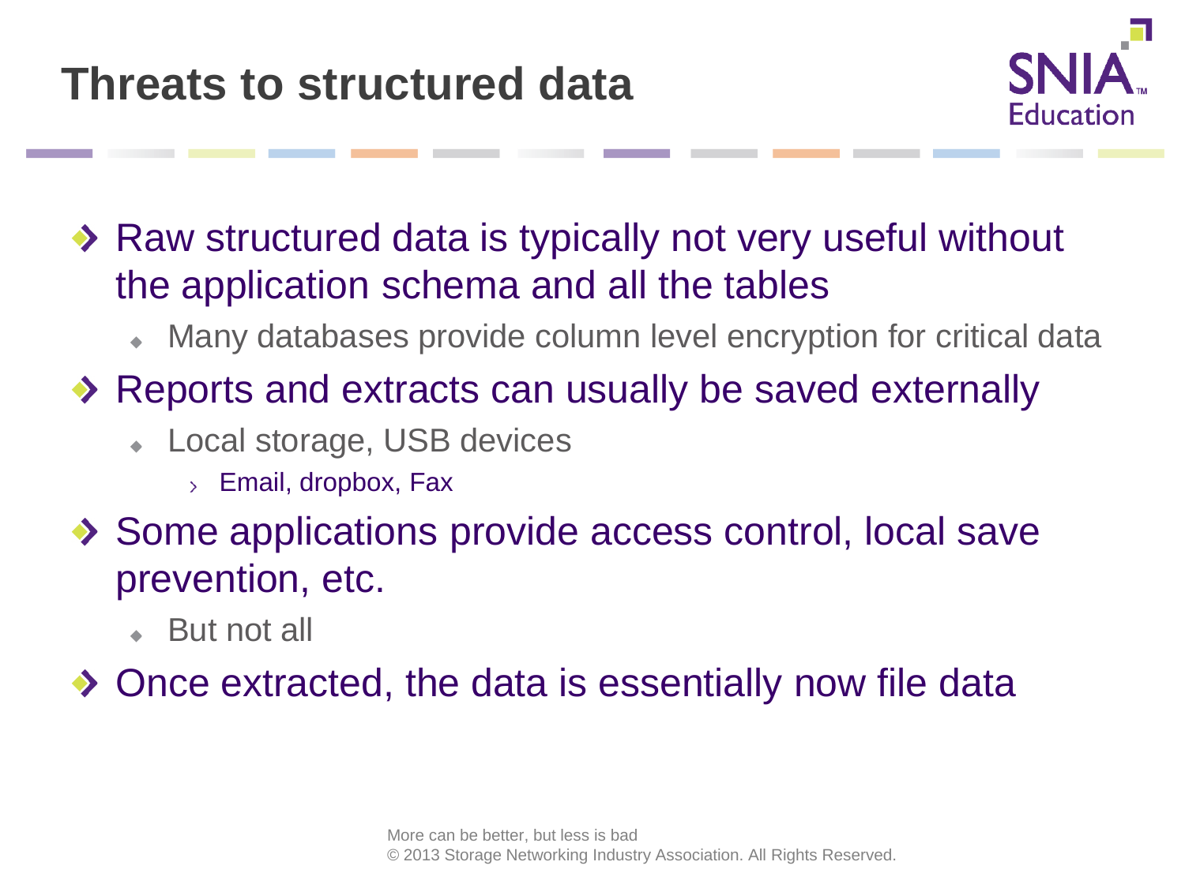# Threats to structured data

- Raw structured data is typically not very useful without the application schema and all the tables
  - Many databases provide column level encryption for critical data
- Reports and extracts can usually be saved externally
  - Local storage, USB devices
    - Email, dropbox, Fax
- Some applications provide access control, local save prevention, etc.
  - But not all
- Once extracted, the data is essentially now file data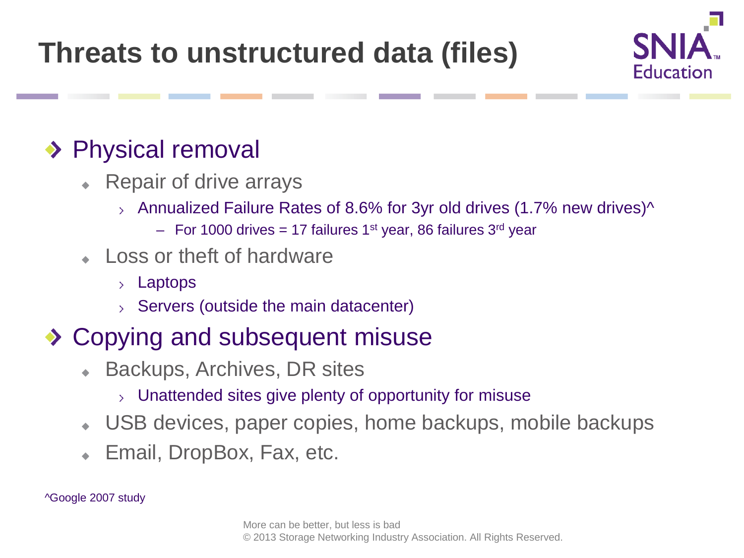# Threats to unstructured data (files)

- Physical removal
  - Repair of drive arrays
    - Annualized Failure Rates of 8.6% for 3yr old drives (1.7% new drives)^
      - For 1000 drives = 17 failures 1st year, 86 failures 3rd year
  - Loss or theft of hardware
    - Laptops
    - Servers (outside the main datacenter)
- Copying and subsequent misuse
  - Backups, Archives, DR sites
    - Unattended sites give plenty of opportunity for misuse
  - USB devices, paper copies, home backups, mobile backups
  - Email, DropBox, Fax, etc.

^Google 2007 study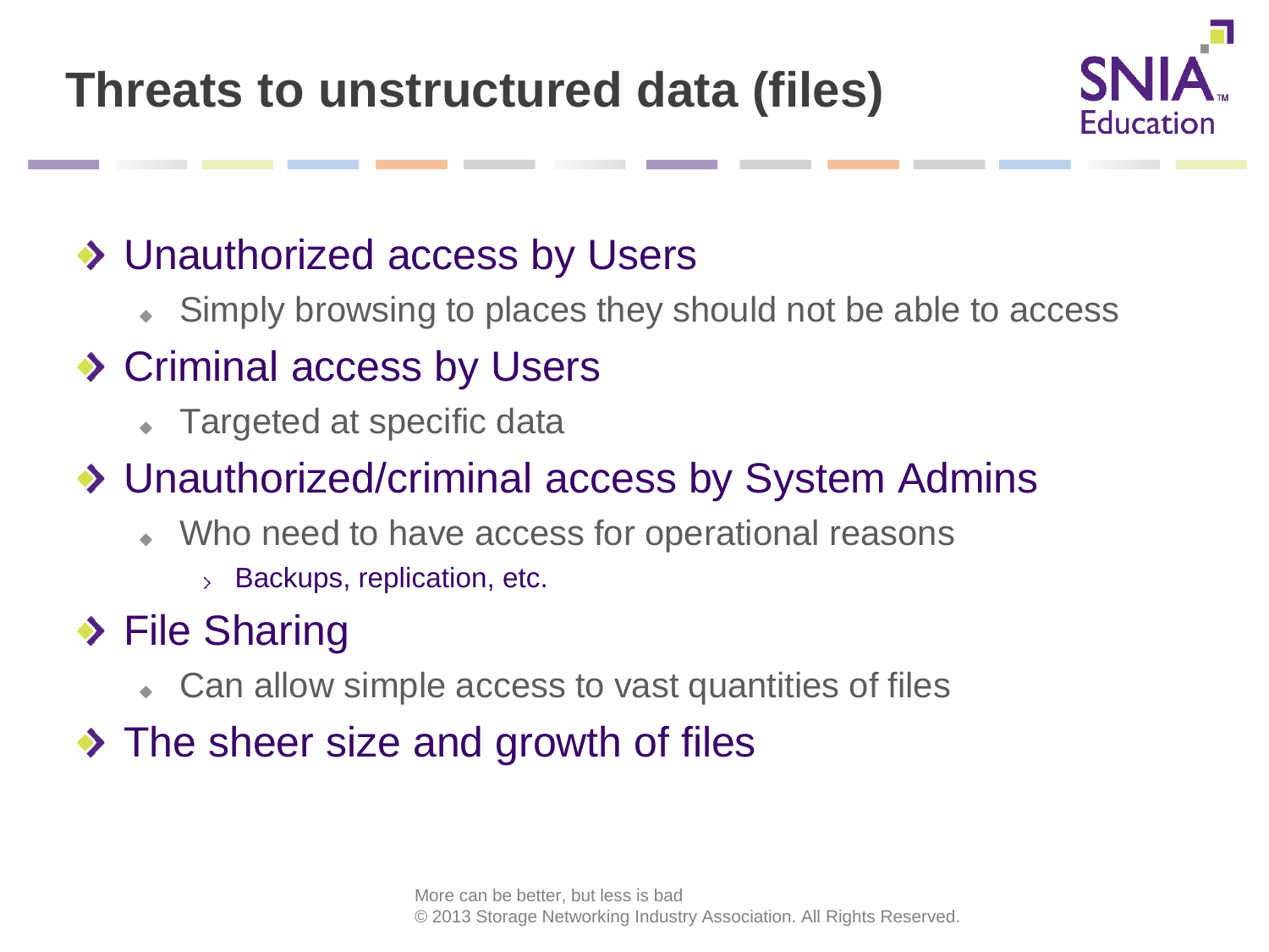# Threats to unstructured data (files)

- Unauthorized access by Users
  - Simply browsing to places they should not be able to access
- Criminal access by Users
  - Targeted at specific data
- Unauthorized/criminal access by System Admins
  - Who need to have access for operational reasons
    - Backups, replication, etc.
- File Sharing
  - Can allow simple access to vast quantities of files
- The sheer size and growth of files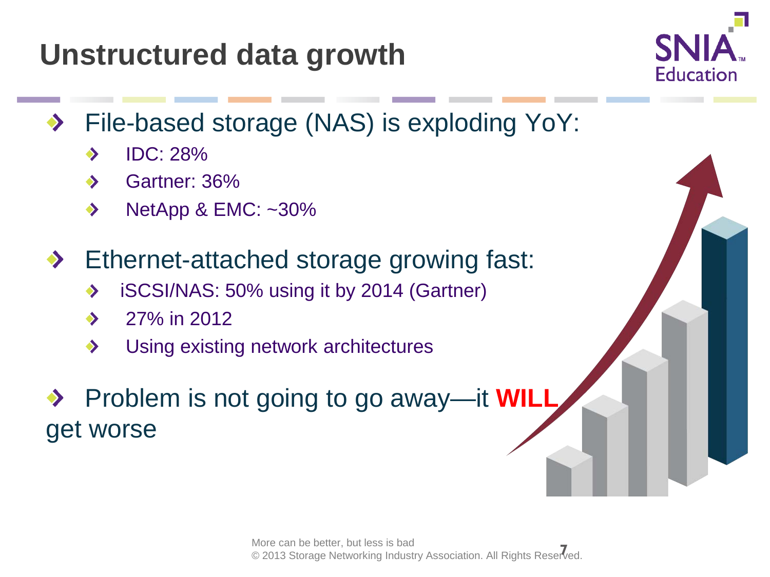# Unstructured data growth

- File-based storage (NAS) is exploding YoY:
  - IDC: 28%
  - Gartner: 36%
  - NetApp & EMC: ~30%
- Ethernet-attached storage growing fast:
  - iSCSI/NAS: 50% using it by 2014 (Gartner)
  - 27% in 2012
  - Using existing network architectures
- Problem is not going to go away—it **WILL** get worse

More can be better, but less is bad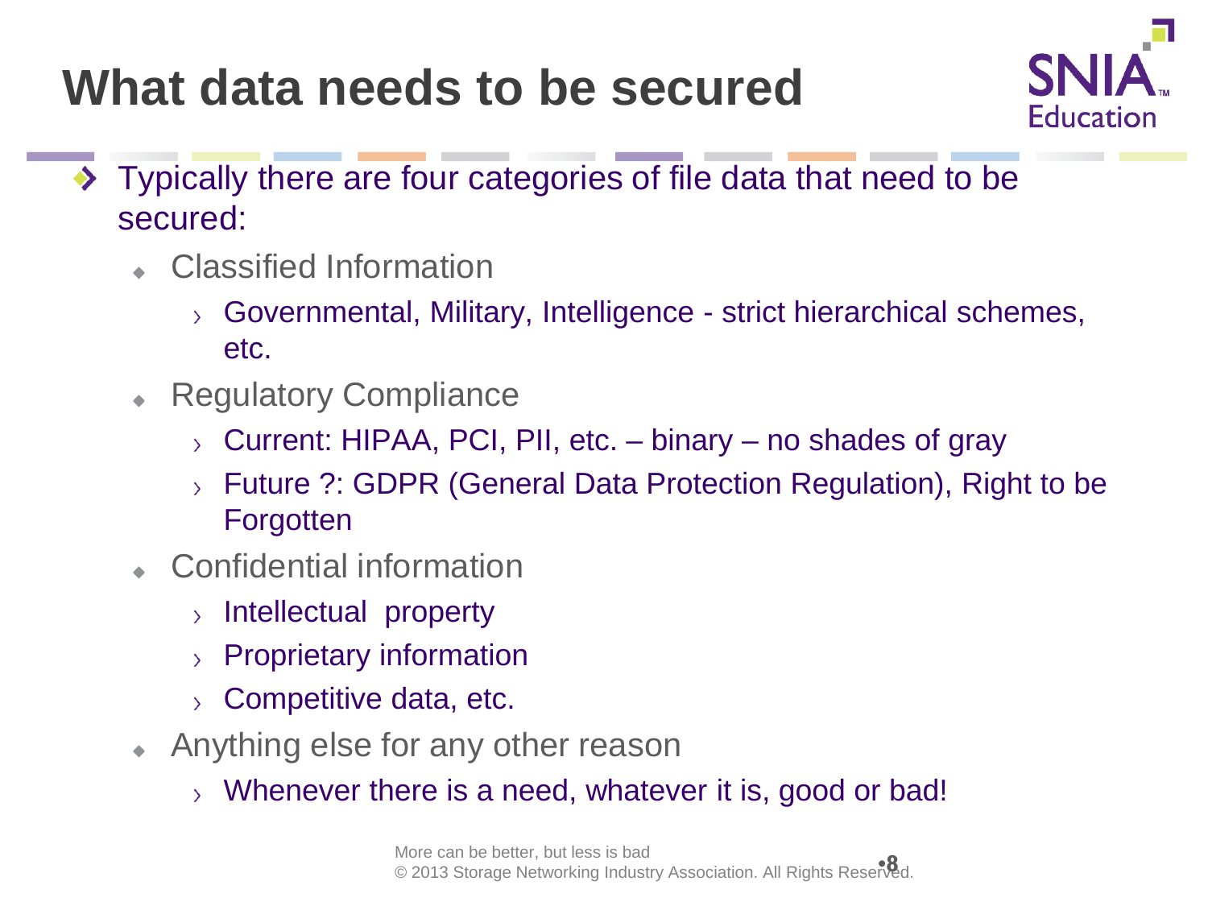# What data needs to be secured

- Typically there are four categories of file data that need to be secured:
  - Classified Information
    - Governmental, Military, Intelligence - strict hierarchical schemes, etc.
  - Regulatory Compliance
    - Current: HIPAA, PCI, PII, etc. – binary – no shades of gray
    - Future ?: GDPR (General Data Protection Regulation), Right to be Forgotten
  - Confidential information
    - Intellectual property
    - Proprietary information
    - Competitive data, etc.
  - Anything else for any other reason
    - Whenever there is a need, whatever it is, good or bad!

More can be better, but less is bad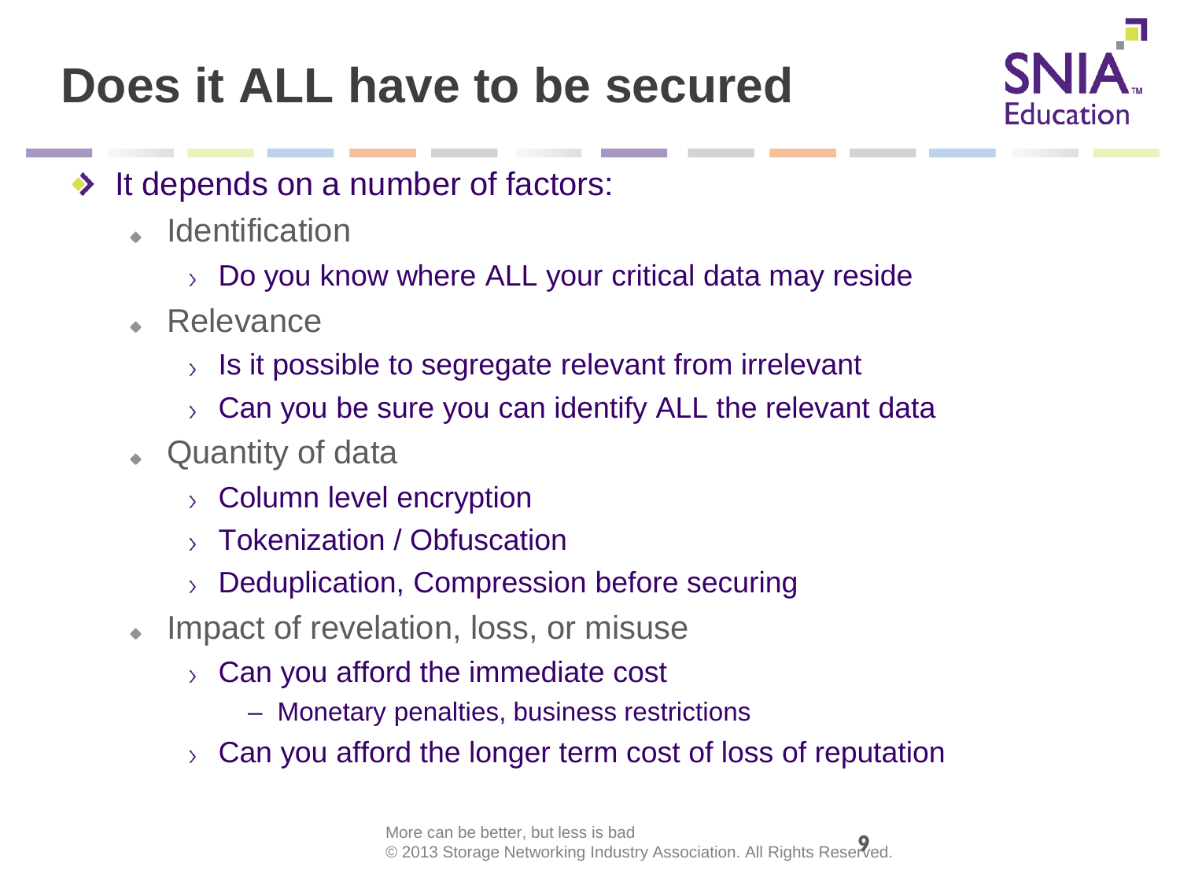# Does it ALL have to be secured

- It depends on a number of factors:
  - Identification
    - Do you know where ALL your critical data may reside
  - Relevance
    - Is it possible to segregate relevant from irrelevant
    - Can you be sure you can identify ALL the relevant data
  - Quantity of data
    - Column level encryption
    - Tokenization / Obfuscation
    - Deduplication, Compression before securing
  - Impact of revelation, loss, or misuse
    - Can you afford the immediate cost
      - Monetary penalties, business restrictions
    - Can you afford the longer term cost of loss of reputation

More can be better, but less is bad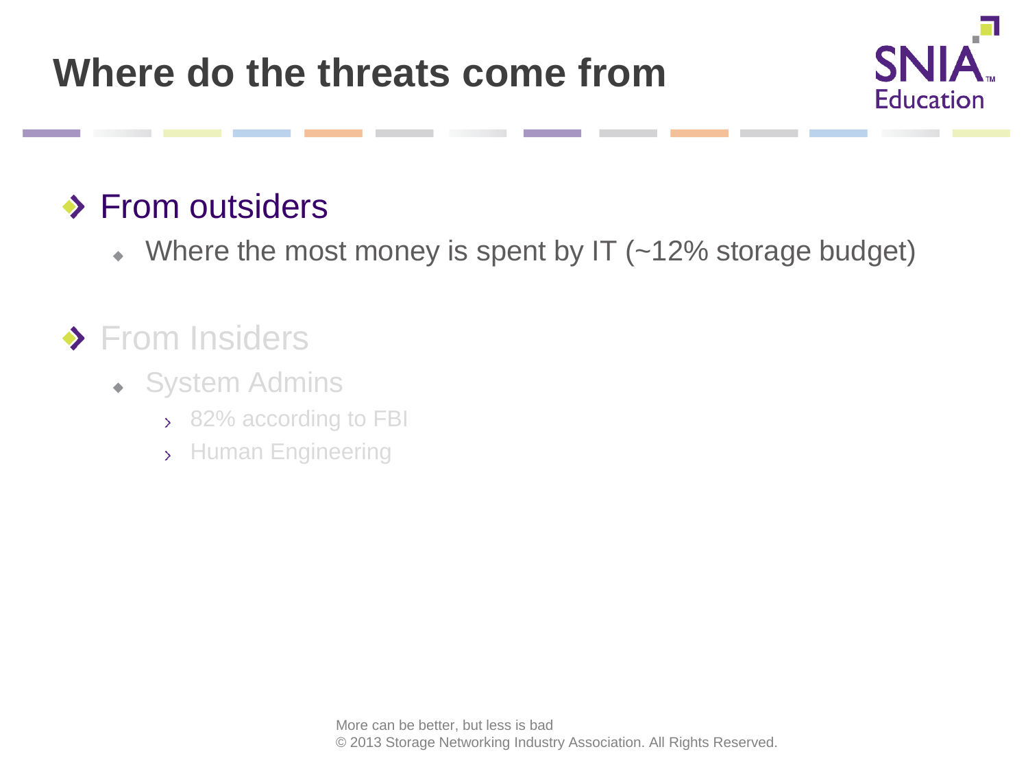# Where do the threats come from

- From outsiders
  - Where the most money is spent by IT (~12% storage budget)

- From Insiders
  - System Admins
    - 82% according to FBI
    - Human Engineering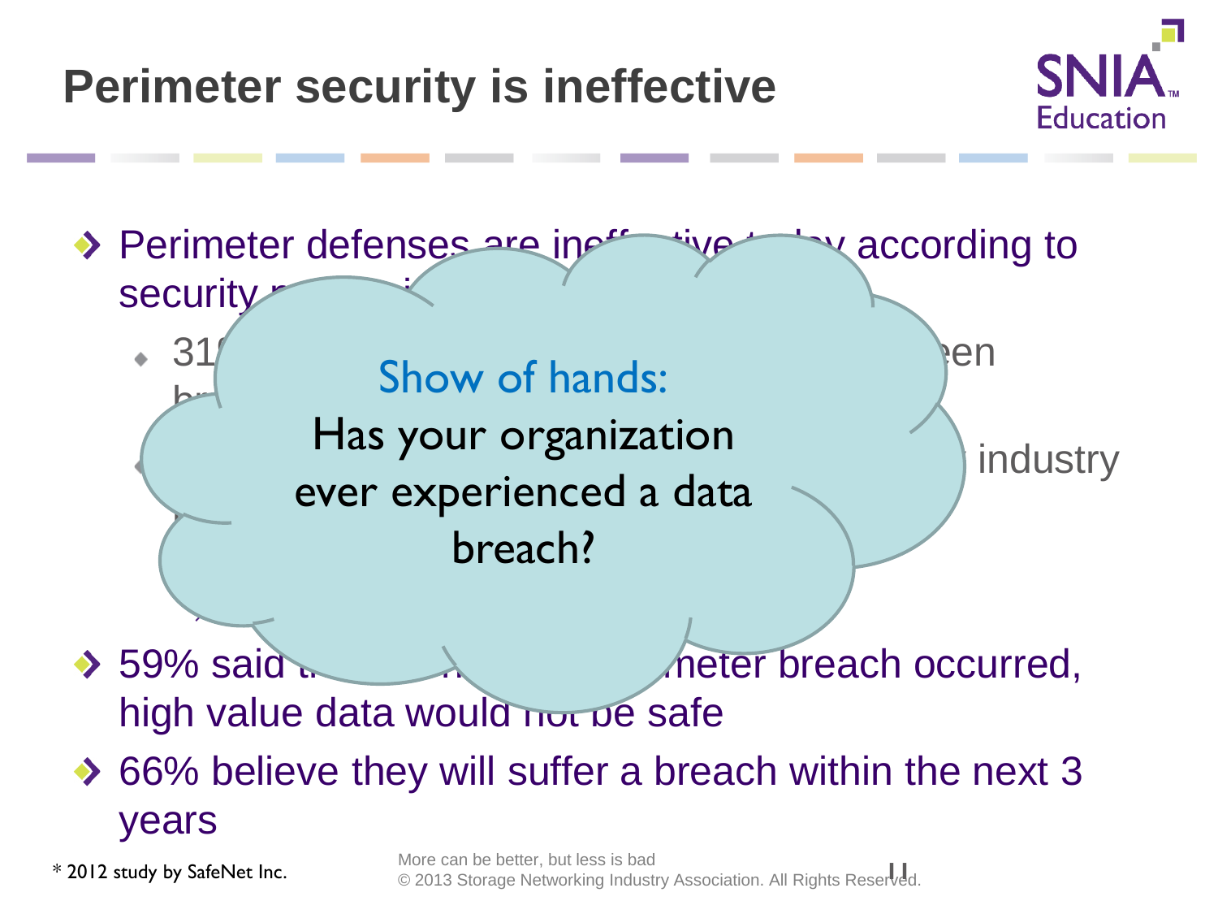# Perimeter security is ineffective

- Perimeter defenses are ineff... tive t... y according to security p... i...
  - 31... een br...
  - ... industry ...
- 59% said t... meter breach occurred, high value data would not be safe
- 66% believe they will suffer a breach within the next 3 years

Show of hands:
Has your organization ever experienced a data breach?

* 2012 study by SafeNet Inc.

More can be better, but less is bad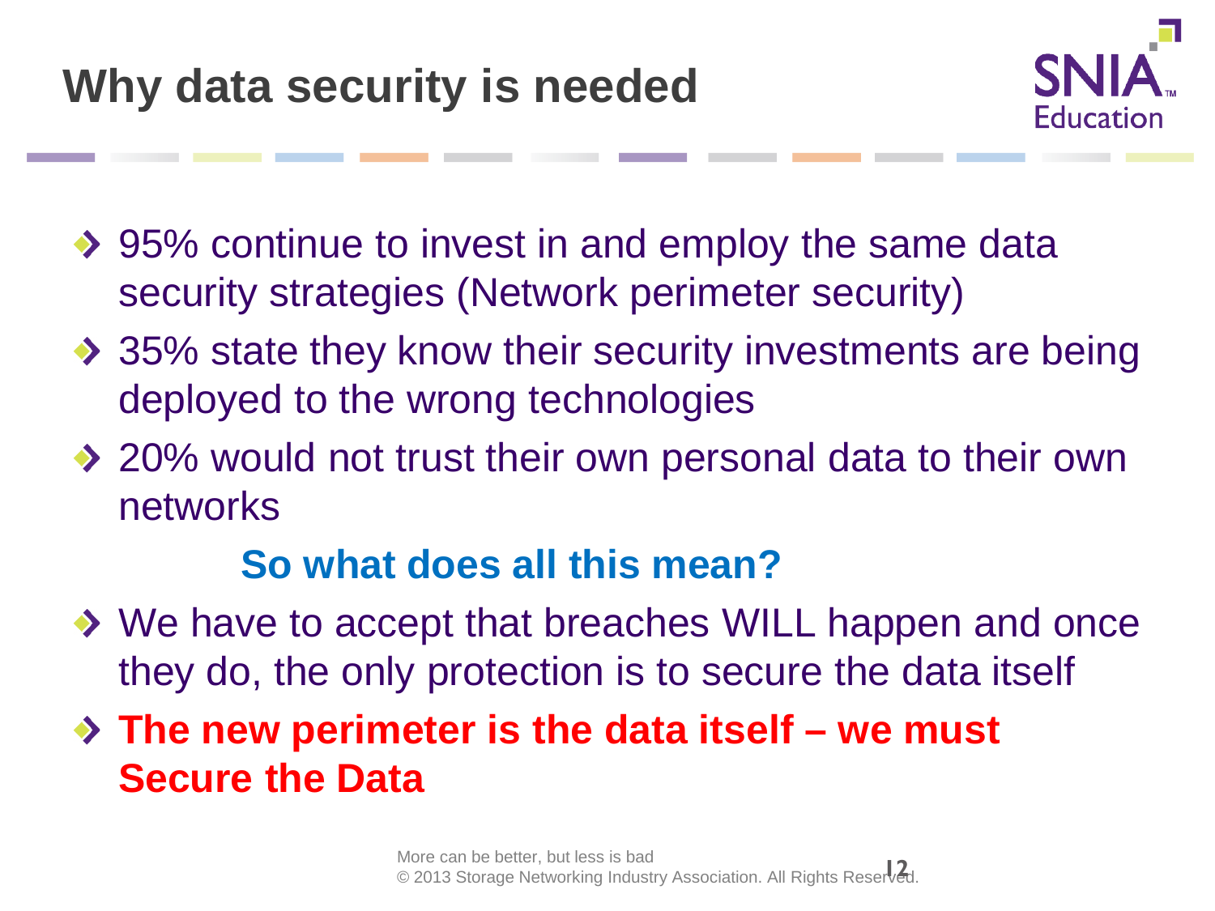# Why data security is needed

- 95% continue to invest in and employ the same data security strategies (Network perimeter security)
- 35% state they know their security investments are being deployed to the wrong technologies
- 20% would not trust their own personal data to their own networks

**So what does all this mean?**

- We have to accept that breaches WILL happen and once they do, the only protection is to secure the data itself
- **The new perimeter is the data itself – we must Secure the Data**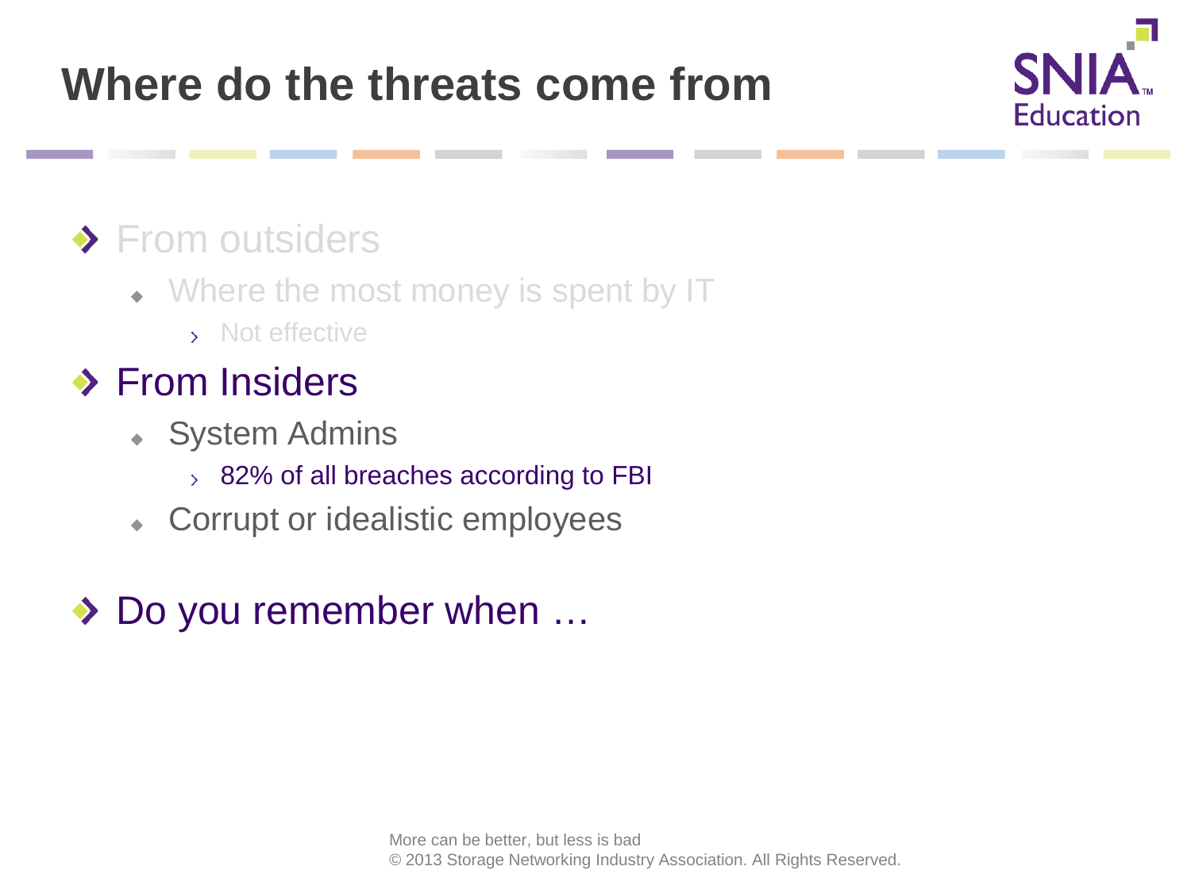# Where do the threats come from

- From outsiders
  - Where the most money is spent by IT
    - Not effective
- From Insiders
  - System Admins
    - 82% of all breaches according to FBI
  - Corrupt or idealistic employees
- Do you remember when …

More can be better, but less is bad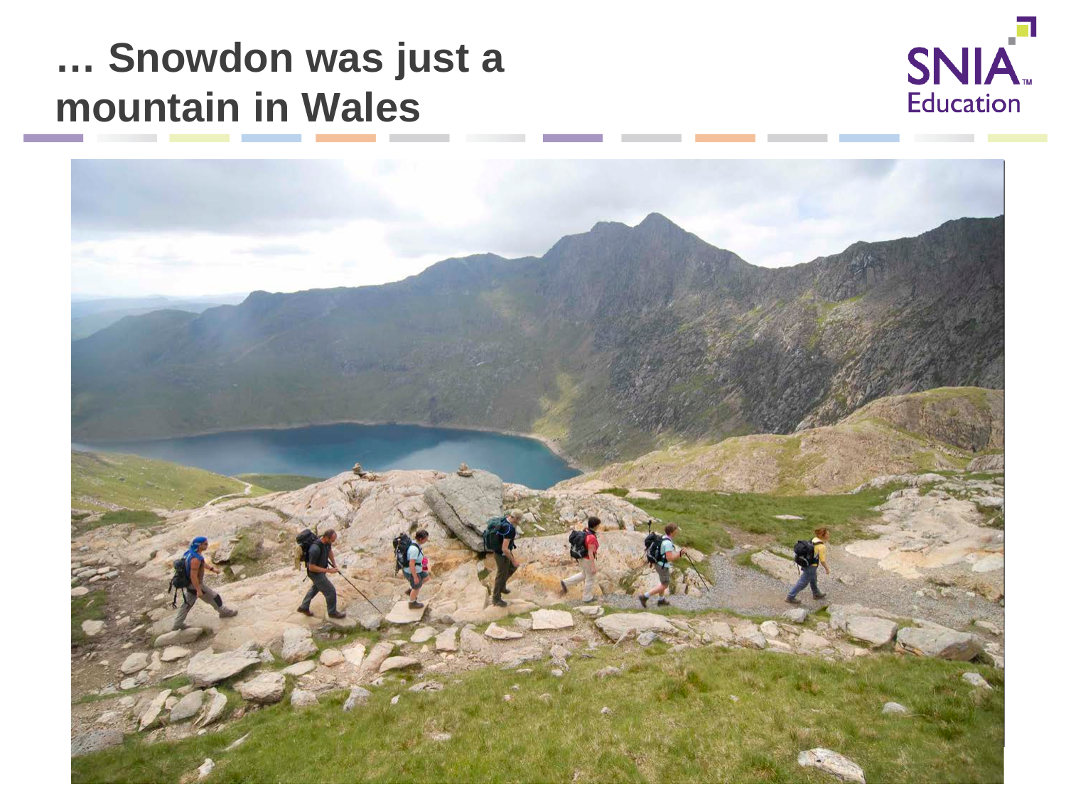# … Snowdon was just a mountain in Wales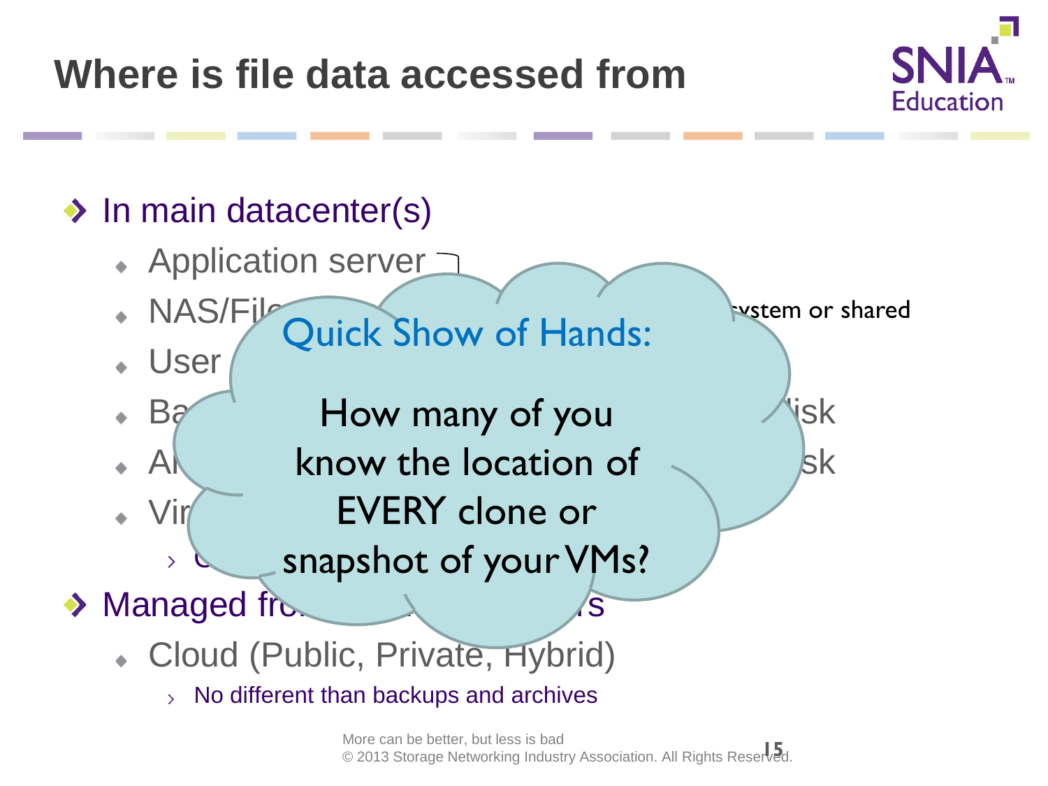# Where is file data accessed from

- In main datacenter(s)
  - Application server
  - NAS/Fil... ...ystem or shared
  - User
  - Ba... ...isk
  - A... ...sk
  - Vir...
    - C...
- Managed fr... ...s
  - Cloud (Public, Private, Hybrid)
    - No different than backups and archives

Quick Show of Hands:

How many of you know the location of EVERY clone or snapshot of your VMs?

More can be better, but less is bad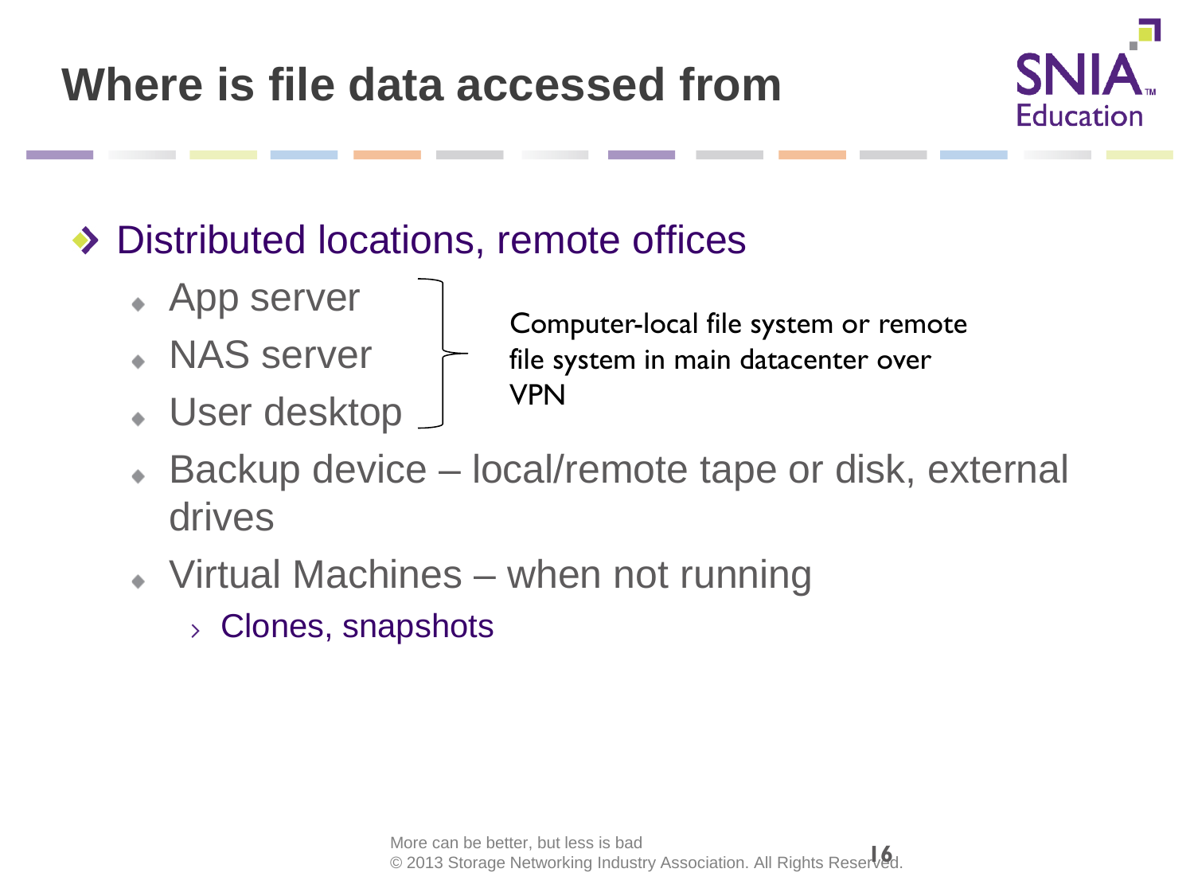# Where is file data accessed from

- Distributed locations, remote offices
  - App server
  - NAS server
  - User desktop

  Computer-local file system or remote file system in main datacenter over VPN

  - Backup device – local/remote tape or disk, external drives
  - Virtual Machines – when not running
    - Clones, snapshots

More can be better, but less is bad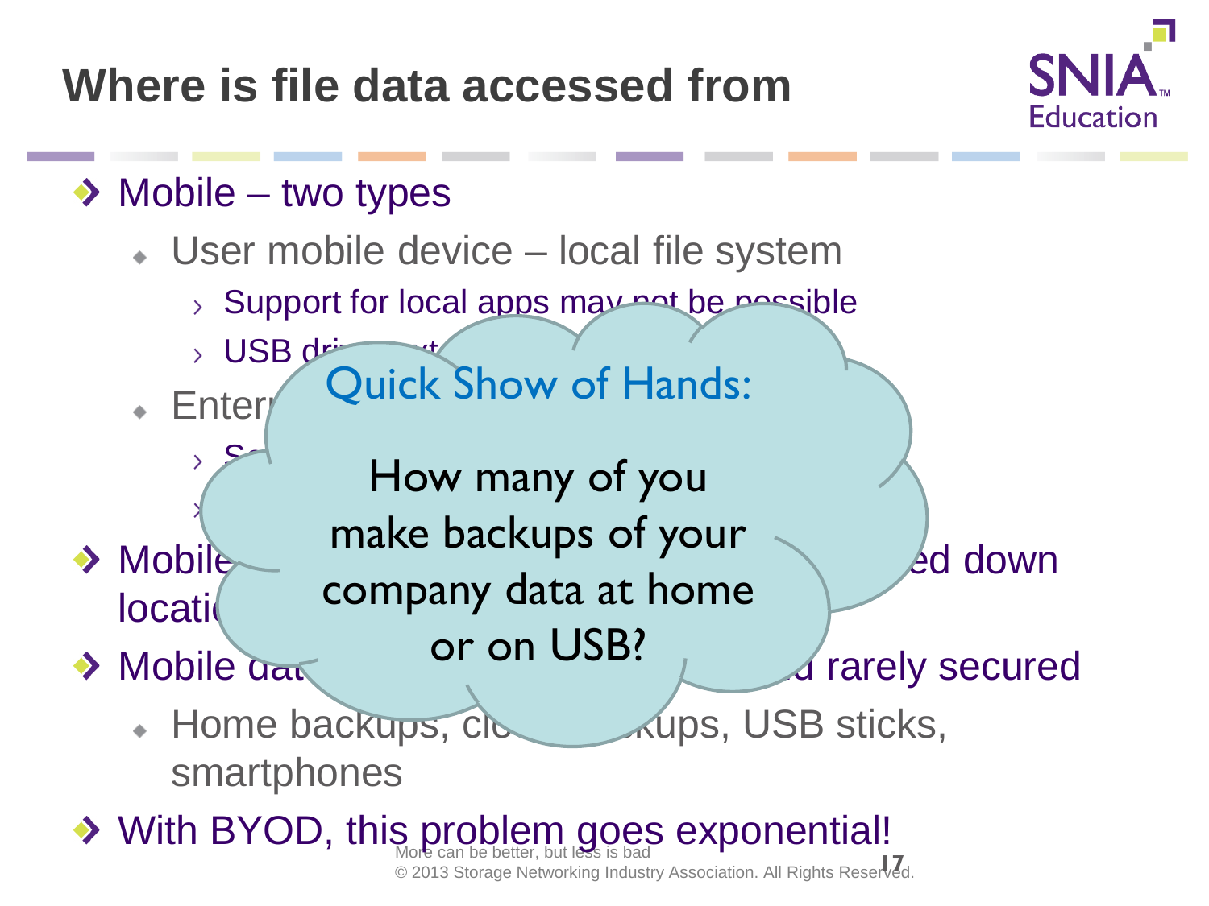# Where is file data accessed from

- Mobile – two types
  - User mobile device – local file system
    - Support for local apps may not be possible
    - USB dri... ext...
  - Enter...
    - S...
    - ...
- Mobile ... ed down locati...
- Mobile dat... d rarely secured
  - Home backups, clo... kups, USB sticks, smartphones
- With BYOD, this problem goes exponential!

**Quick Show of Hands:**

How many of you make backups of your company data at home or on USB?

More can be better, but less is bad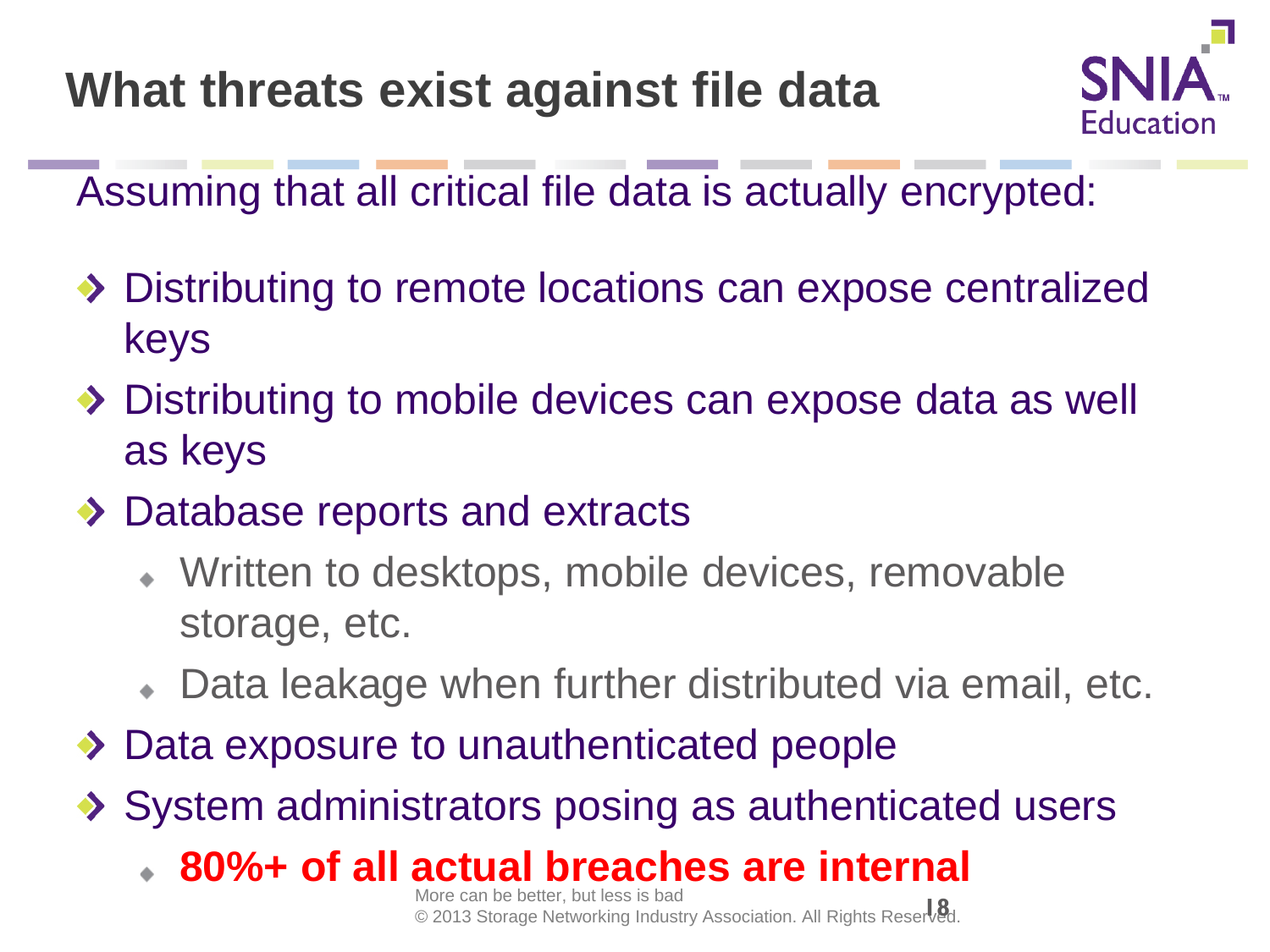# What threats exist against file data

Assuming that all critical file data is actually encrypted:

- Distributing to remote locations can expose centralized keys
- Distributing to mobile devices can expose data as well as keys
- Database reports and extracts
  - Written to desktops, mobile devices, removable storage, etc.
  - Data leakage when further distributed via email, etc.
- Data exposure to unauthenticated people
- System administrators posing as authenticated users
  - **80%+ of all actual breaches are internal**

More can be better, but less is bad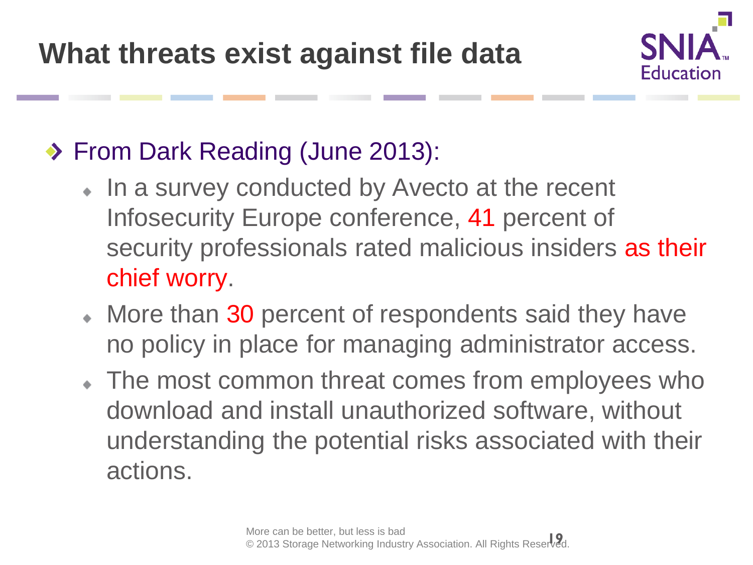# What threats exist against file data

- From Dark Reading (June 2013):
  - In a survey conducted by Avecto at the recent Infosecurity Europe conference, 41 percent of security professionals rated malicious insiders as their chief worry.
  - More than 30 percent of respondents said they have no policy in place for managing administrator access.
  - The most common threat comes from employees who download and install unauthorized software, without understanding the potential risks associated with their actions.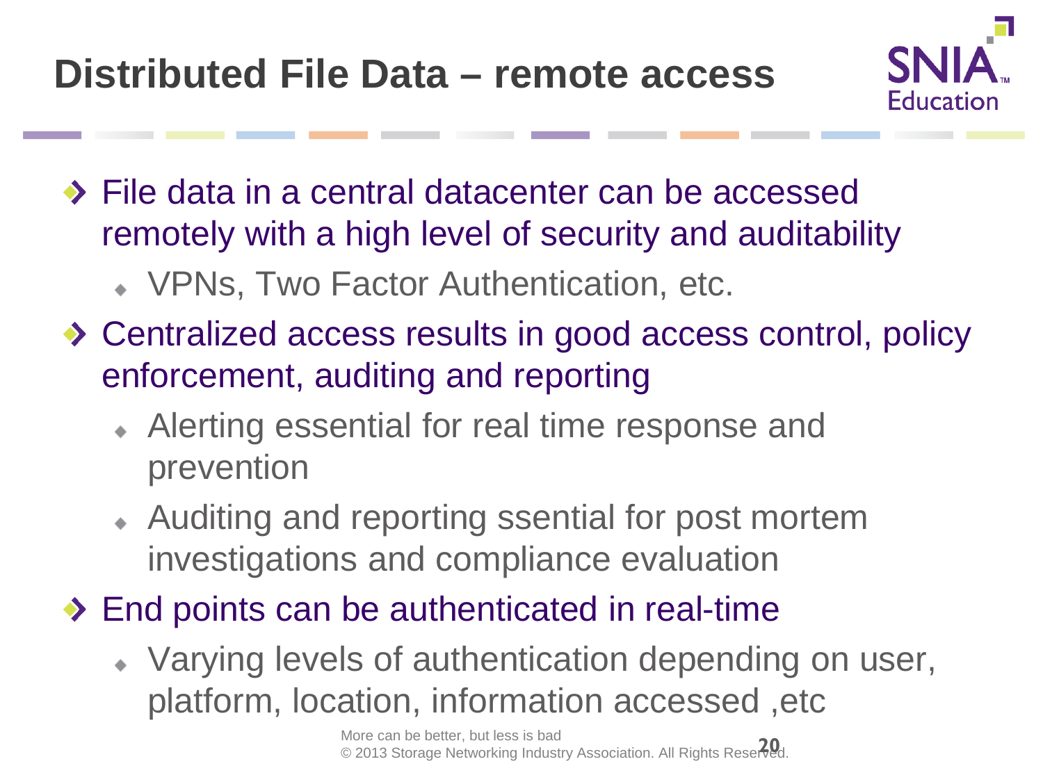# Distributed File Data – remote access

- File data in a central datacenter can be accessed remotely with a high level of security and auditability
  - VPNs, Two Factor Authentication, etc.
- Centralized access results in good access control, policy enforcement, auditing and reporting
  - Alerting essential for real time response and prevention
  - Auditing and reporting ssential for post mortem investigations and compliance evaluation
- End points can be authenticated in real-time
  - Varying levels of authentication depending on user, platform, location, information accessed ,etc

More can be better, but less is bad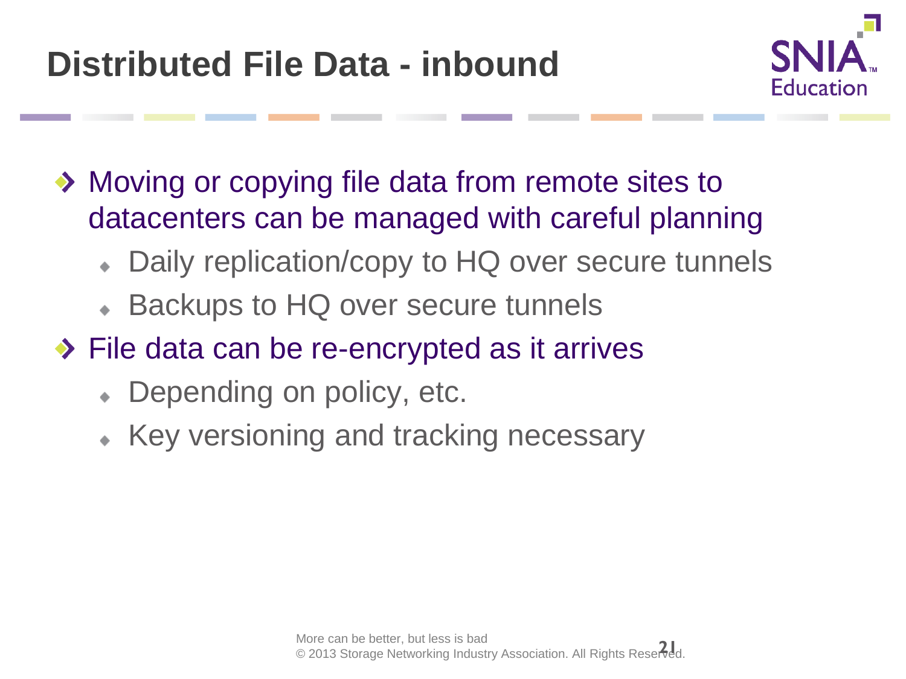# Distributed File Data - inbound

- Moving or copying file data from remote sites to datacenters can be managed with careful planning
  - Daily replication/copy to HQ over secure tunnels
  - Backups to HQ over secure tunnels
- File data can be re-encrypted as it arrives
  - Depending on policy, etc.
  - Key versioning and tracking necessary

More can be better, but less is bad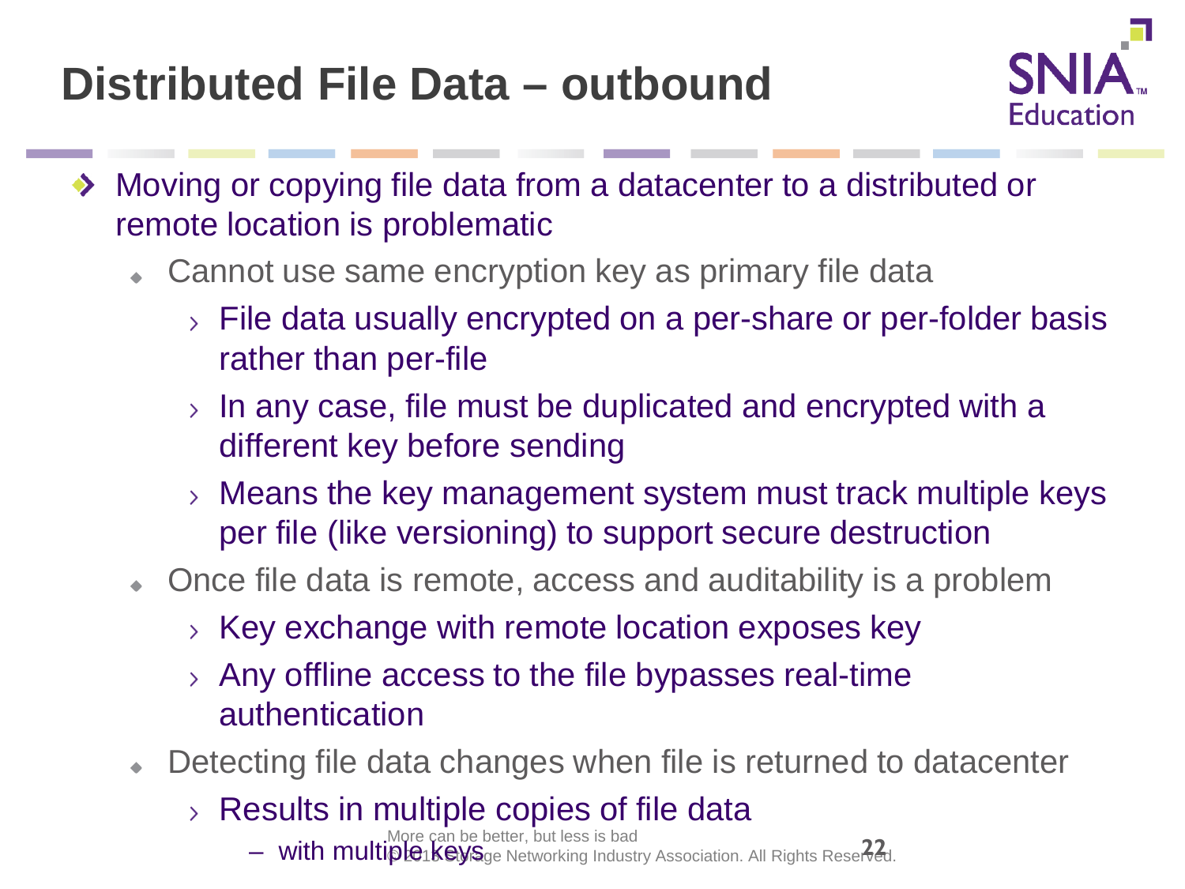# Distributed File Data – outbound

- Moving or copying file data from a datacenter to a distributed or remote location is problematic
  - Cannot use same encryption key as primary file data
    - File data usually encrypted on a per-share or per-folder basis rather than per-file
    - In any case, file must be duplicated and encrypted with a different key before sending
    - Means the key management system must track multiple keys per file (like versioning) to support secure destruction
  - Once file data is remote, access and auditability is a problem
    - Key exchange with remote location exposes key
    - Any offline access to the file bypasses real-time authentication
  - Detecting file data changes when file is returned to datacenter
    - Results in multiple copies of file data
      - with multiple keys

More can be better, but less is bad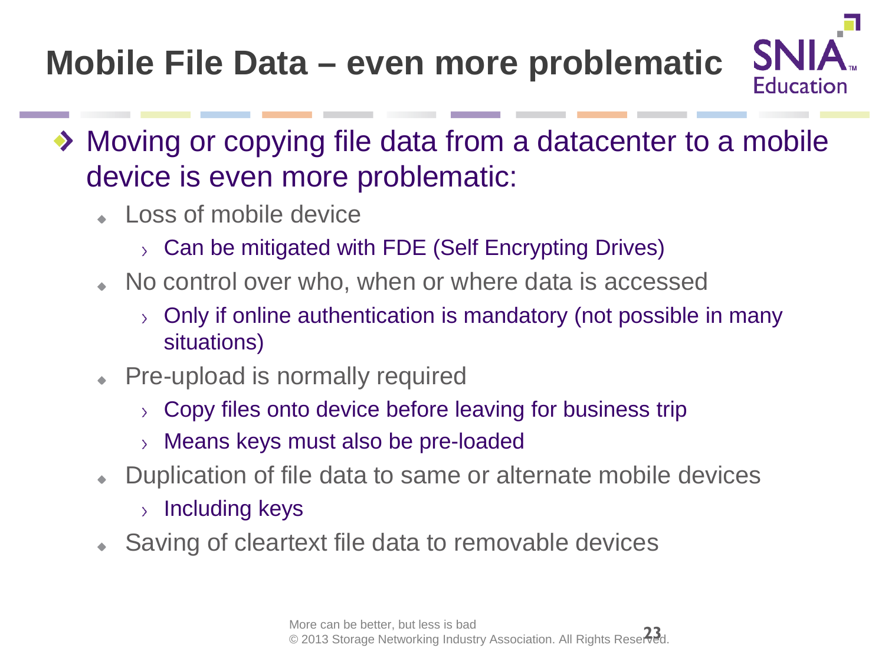# Mobile File Data – even more problematic

- Moving or copying file data from a datacenter to a mobile device is even more problematic:
  - Loss of mobile device
    - Can be mitigated with FDE (Self Encrypting Drives)
  - No control over who, when or where data is accessed
    - Only if online authentication is mandatory (not possible in many situations)
  - Pre-upload is normally required
    - Copy files onto device before leaving for business trip
    - Means keys must also be pre-loaded
  - Duplication of file data to same or alternate mobile devices
    - Including keys
  - Saving of cleartext file data to removable devices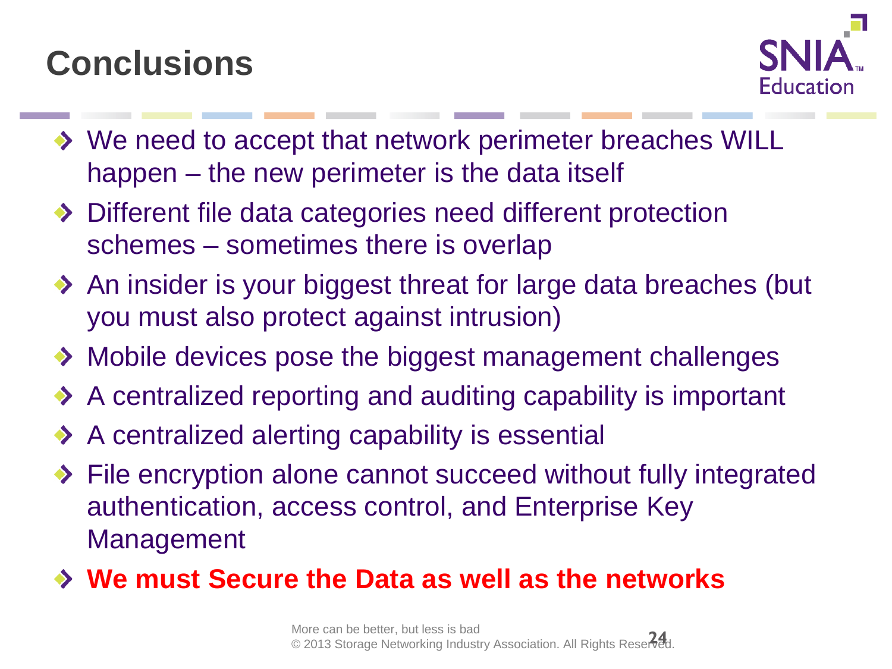# Conclusions

- We need to accept that network perimeter breaches WILL happen – the new perimeter is the data itself
- Different file data categories need different protection schemes – sometimes there is overlap
- An insider is your biggest threat for large data breaches (but you must also protect against intrusion)
- Mobile devices pose the biggest management challenges
- A centralized reporting and auditing capability is important
- A centralized alerting capability is essential
- File encryption alone cannot succeed without fully integrated authentication, access control, and Enterprise Key Management
- **We must Secure the Data as well as the networks**

More can be better, but less is bad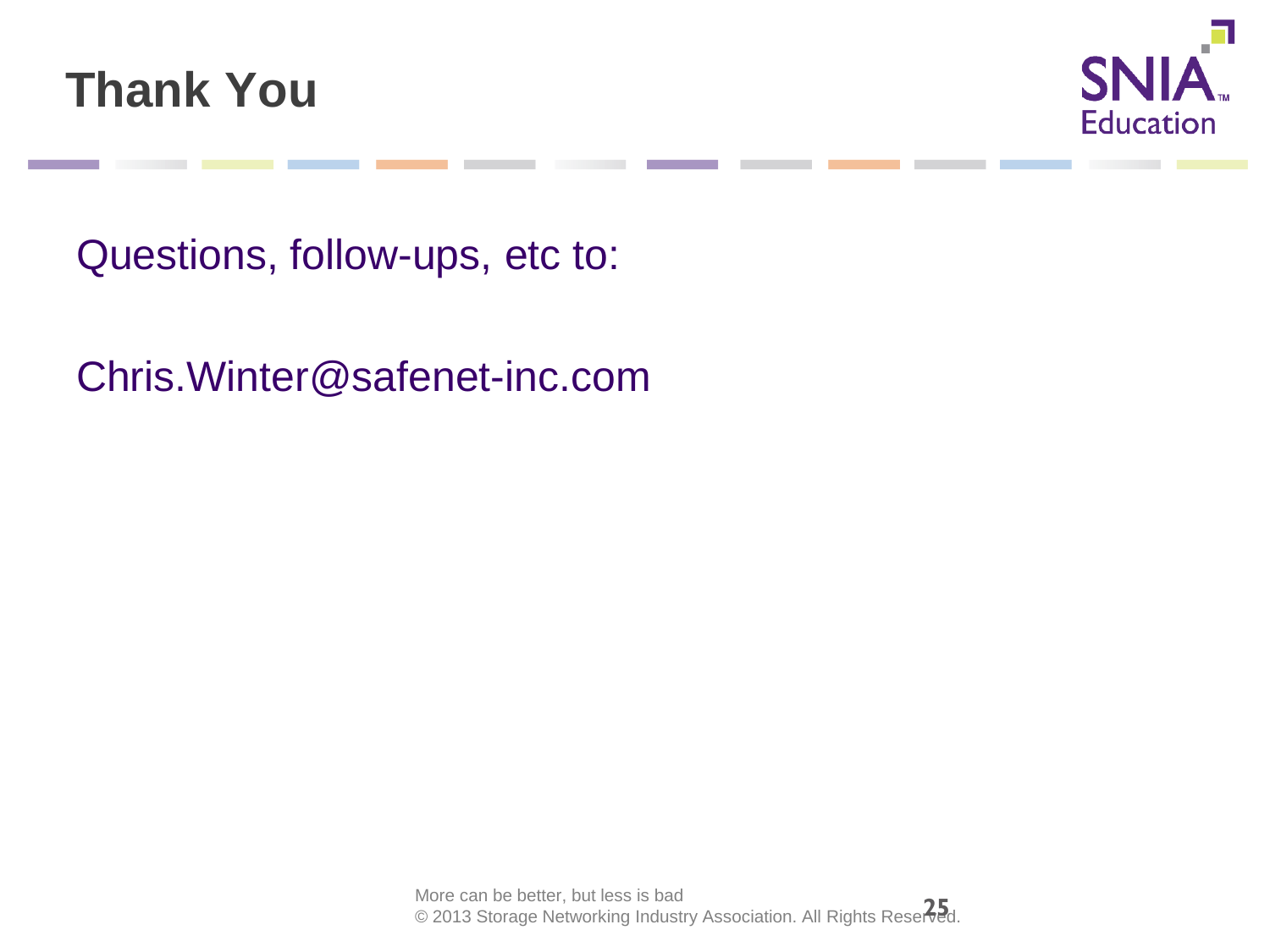# Thank You

Questions, follow-ups, etc to:

Chris.Winter@safenet-inc.com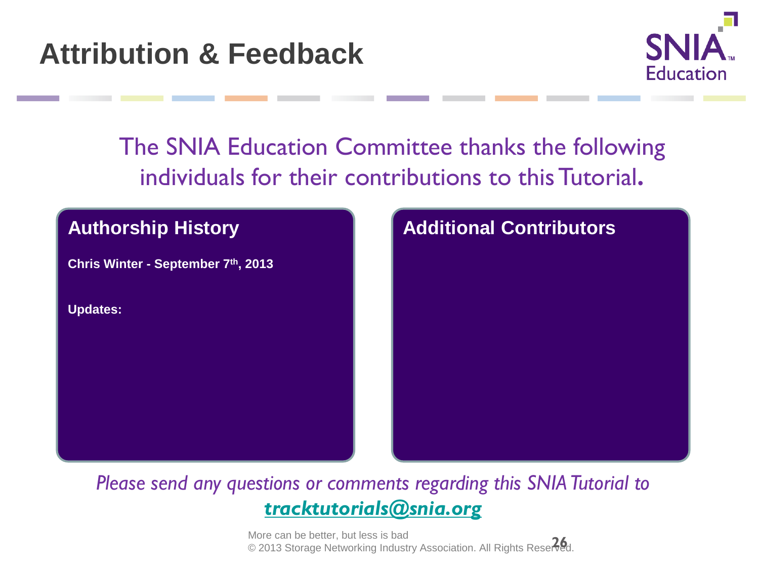# Attribution & Feedback

The SNIA Education Committee thanks the following individuals for their contributions to this Tutorial.

## Authorship History

**Chris Winter - September 7th, 2013**

**Updates:**

## Additional Contributors

*Please send any questions or comments regarding this SNIA Tutorial to* ***tracktutorials@snia.org***